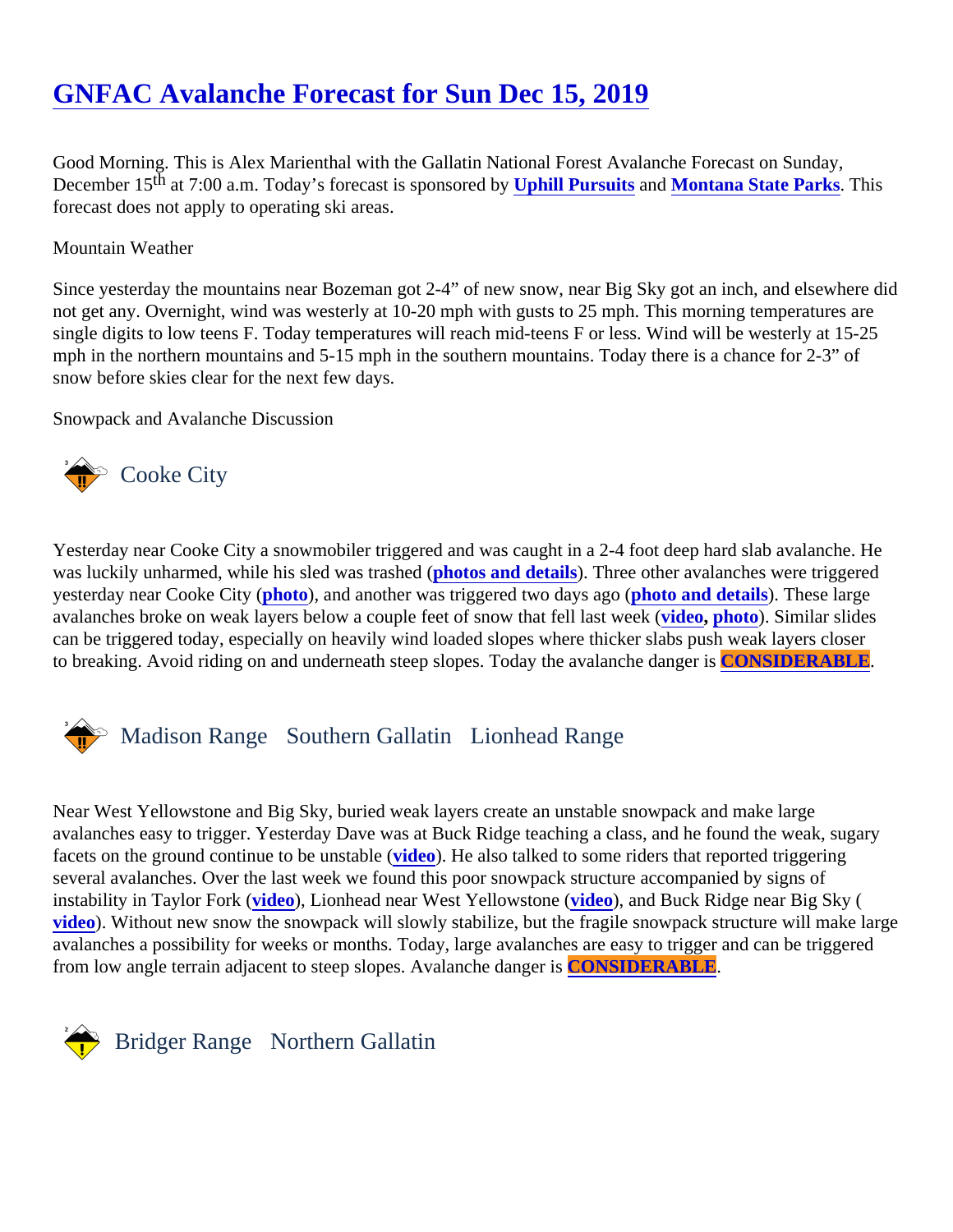# GNFAC Avalanche Forecast for Sun Dec 15, 2019

Good Morning. This is Alex Marienthal with the Gallatin National Forest Avalanche Forecast on Sunday, December 15th at 7:00 a.m. Today's forecast is sponsored by **Uphill Pursuits** and **Montana State Parks**. This forecast does not apply to operating ski areas.

Mountain Weather

Since yesterday the mountains near Bozeman got 2-4" of new snow, near Big Sky got an inch, and elsewhere did not get any. Overnight, wind was westerly at 10-20 mph with gusts to 25 mph. This morning temperatures are single digits to low teens F. Today temperatures will reach mid-teens F or less. Wind will be westerly at 15-25 mph in the northern mountains and 5-15 mph in the southern mountains. Today there is a chance for 2-3" of snow before skies clear for the next few days.

Snowpack and Avalanche Discussion

## Cooke City

Yesterday near Cooke City a snowmobiler triggered and was caught in a 2-4 foot deep hard slab avalanche. He was luckily unharmed, while his sled was trashed (**photos and details**). Three other avalanches were triggered yesterday near Cooke City (**photo**), and another was triggered two days ago (**photo and details**). These large avalanches broke on weak layers below a couple feet of snow that fell last week (**video**, **photo**). Similar slides can be triggered today, especially on heavily wind loaded slopes where thicker slabs push weak layers closer to breaking. Avoid riding on and underneath steep slopes. Today the avalanche danger is **CONSIDERABLE**.

## Madison Range Southern Gallatin Lionhead Range

Near West Yellowstone and Big Sky, buried weak layers create an unstable snowpack and make large avalanches easy to trigger. Yesterday Dave was at Buck Ridge teaching a class, and he found the weak, sugary facets on the ground continue to be unstable (**video**). He also talked to some riders that reported triggering several avalanches. Over the last week we found this poor snowpack structure accompanied by signs of instability in Taylor Fork (**video**), Lionhead near West Yellowstone (**video**), and Buck Ridge near Big Sky (**video**). Without new snow the snowpack will slowly stabilize, but the fragile snowpack structure will make large avalanches a possibility for weeks or months. Today, large avalanches are easy to trigger and can be triggered from low angle terrain adjacent to steep slopes. Avalanche danger is **CONSIDERABLE**.

## Bridger Range Northern Gallatin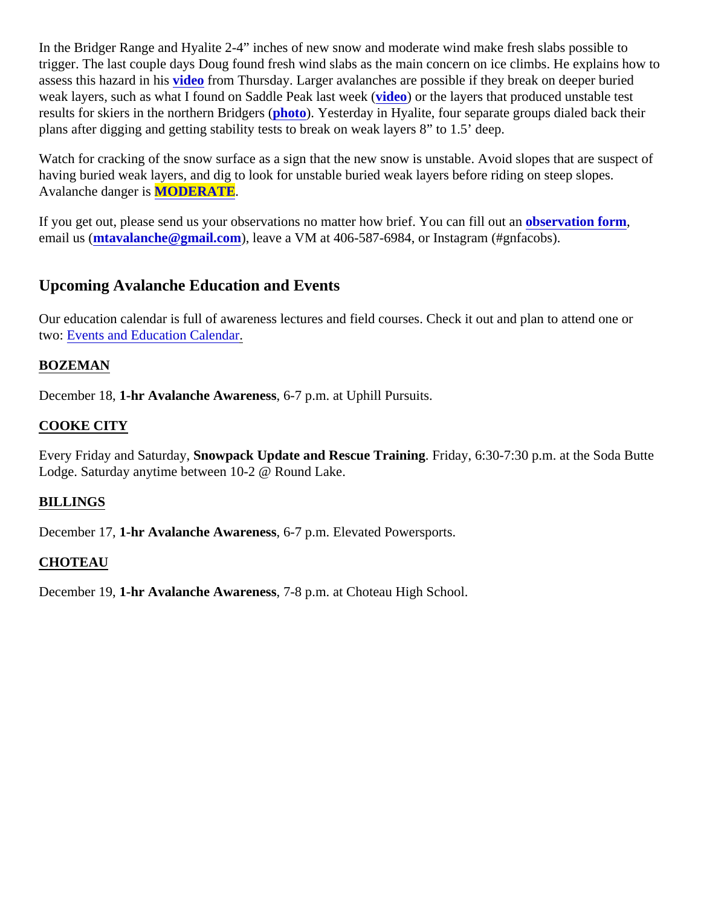In the Bridger Range and Hyalite 2-4" inches of new snow and moderate wind make fresh slabs possible to trigger. The last couple days Doug found fresh wind slabs as the main concern on ice climbs. He explains how to assess this hazard in his **video** from Thursday. Larger avalanches are possible if they break on deeper buried weak layers, such as what I found on Saddle Peak last week (**video**) or the layers that produced unstable test results for skiers in the northern Bridgers (**photo**). Yesterday in Hyalite, four separate groups dialed back their plans after digging and getting stability tests to break on weak layers 8" to 1.5' deep.

Watch for cracking of the snow surface as a sign that the new snow is unstable. Avoid slopes that are suspect of having buried weak layers, and dig to look for unstable buried weak layers before riding on steep slopes. Avalanche danger is **MODERATE**.

If you get out, please send us your observations no matter how brief. You can fill out an **observation form**, email us (**mtavalanche@gmail.com**), leave a VM at 406-587-6984, or Instagram (#gnfacobs).

## Upcoming Avalanche Education and Events

Our education calendar is full of awareness lectures and field courses. Check it out and plan to attend one or two: Events and Education Calendar.

**BOZEMAN**

December 18, **1-hr Avalanche Awareness**, 6-7 p.m. at Uphill Pursuits.

**COOKE CITY**

Every Friday and Saturday, **Snowpack Update and Rescue Training**. Friday, 6:30-7:30 p.m. at the Soda Butte Lodge. Saturday anytime between 10-2 @ Round Lake.

**BILLINGS**

December 17, **1-hr Avalanche Awareness**, 6-7 p.m. Elevated Powersports.

**CHOTEAU**

December 19, **1-hr Avalanche Awareness**, 7-8 p.m. at Choteau High School.